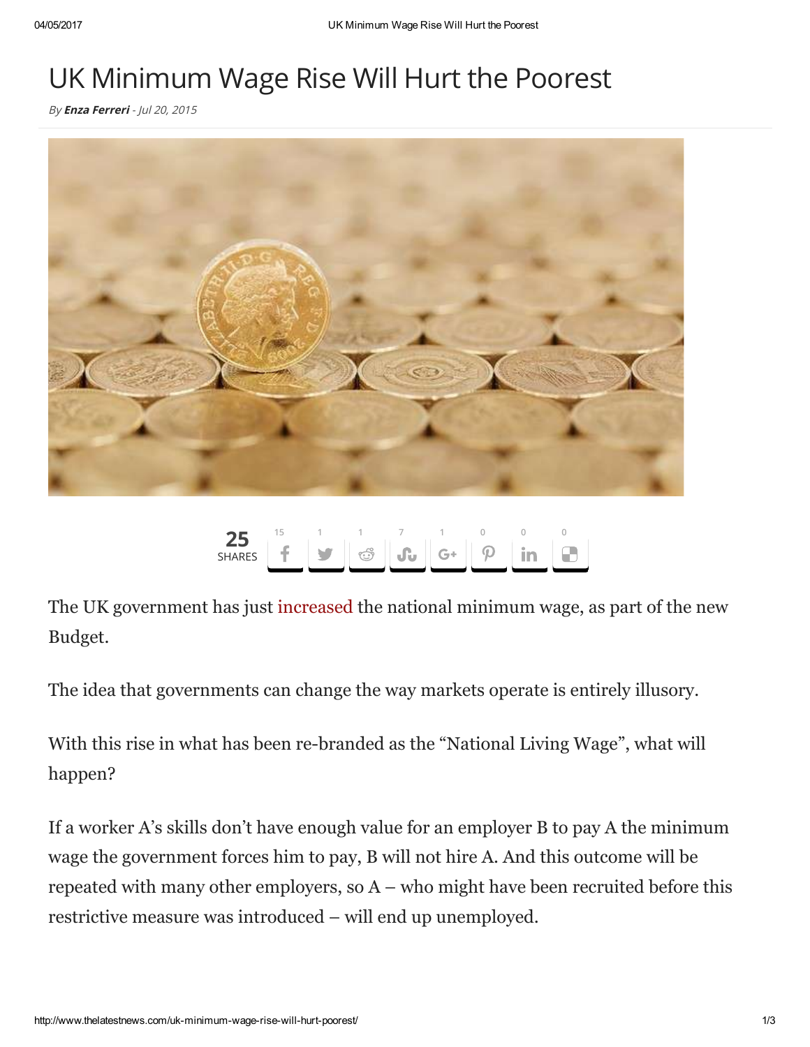# UK Minimum Wage Rise Will Hurt the Poorest

*By **Enza Ferreri** - Jul 20, 2015*

25 SHARES

The UK government has just increased the national minimum wage, as part of the new Budget.

The idea that governments can change the way markets operate is entirely illusory.

With this rise in what has been re-branded as the "National Living Wage", what will happen?

If a worker A's skills don't have enough value for an employer B to pay A the minimum wage the government forces him to pay, B will not hire A. And this outcome will be repeated with many other employers, so A – who might have been recruited before this restrictive measure was introduced – will end up unemployed.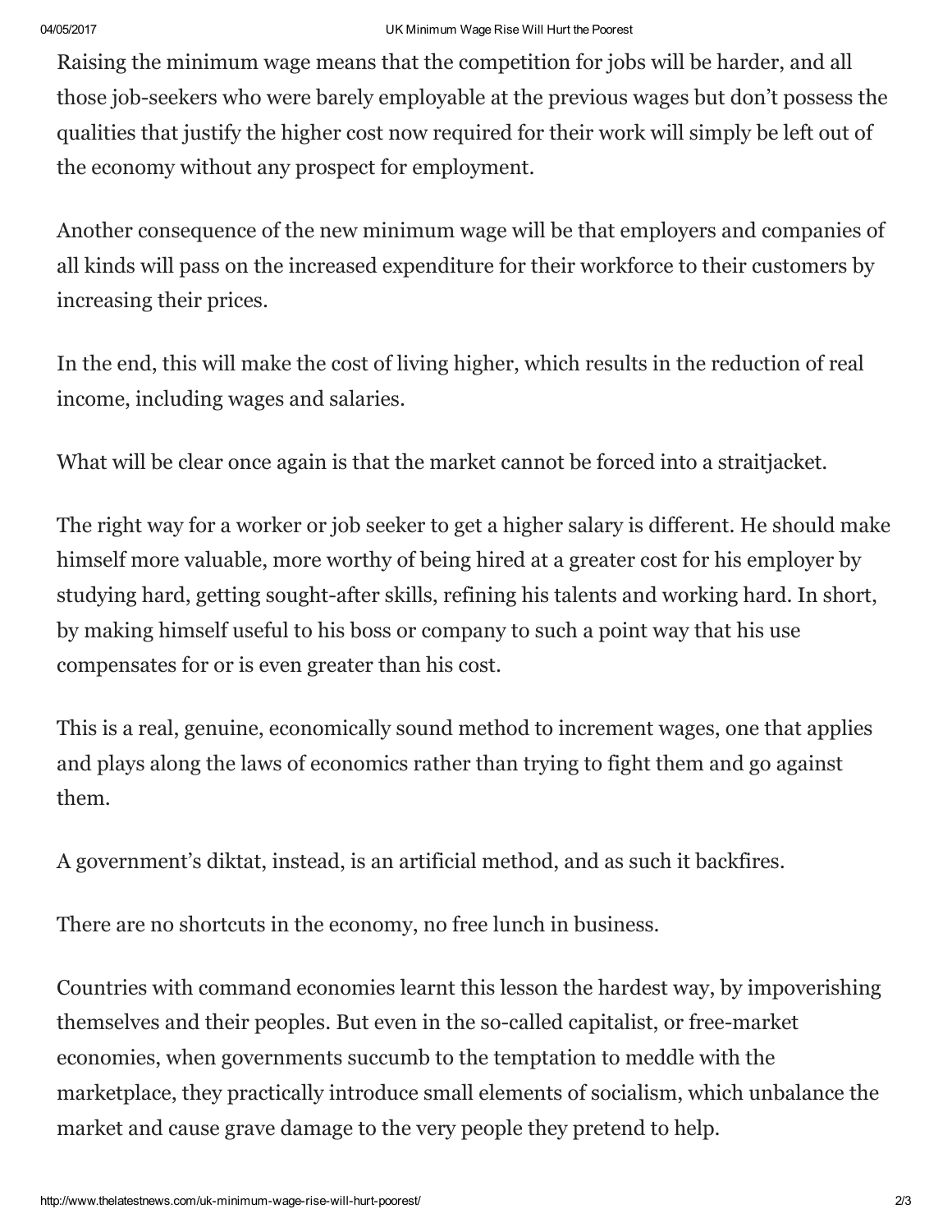Raising the minimum wage means that the competition for jobs will be harder, and all those job-seekers who were barely employable at the previous wages but don't possess the qualities that justify the higher cost now required for their work will simply be left out of the economy without any prospect for employment.

Another consequence of the new minimum wage will be that employers and companies of all kinds will pass on the increased expenditure for their workforce to their customers by increasing their prices.

In the end, this will make the cost of living higher, which results in the reduction of real income, including wages and salaries.

What will be clear once again is that the market cannot be forced into a straitjacket.

The right way for a worker or job seeker to get a higher salary is different. He should make himself more valuable, more worthy of being hired at a greater cost for his employer by studying hard, getting sought-after skills, refining his talents and working hard. In short, by making himself useful to his boss or company to such a point way that his use compensates for or is even greater than his cost.

This is a real, genuine, economically sound method to increment wages, one that applies and plays along the laws of economics rather than trying to fight them and go against them.

A government's diktat, instead, is an artificial method, and as such it backfires.

There are no shortcuts in the economy, no free lunch in business.

Countries with command economies learnt this lesson the hardest way, by impoverishing themselves and their peoples. But even in the so-called capitalist, or free-market economies, when governments succumb to the temptation to meddle with the marketplace, they practically introduce small elements of socialism, which unbalance the market and cause grave damage to the very people they pretend to help.